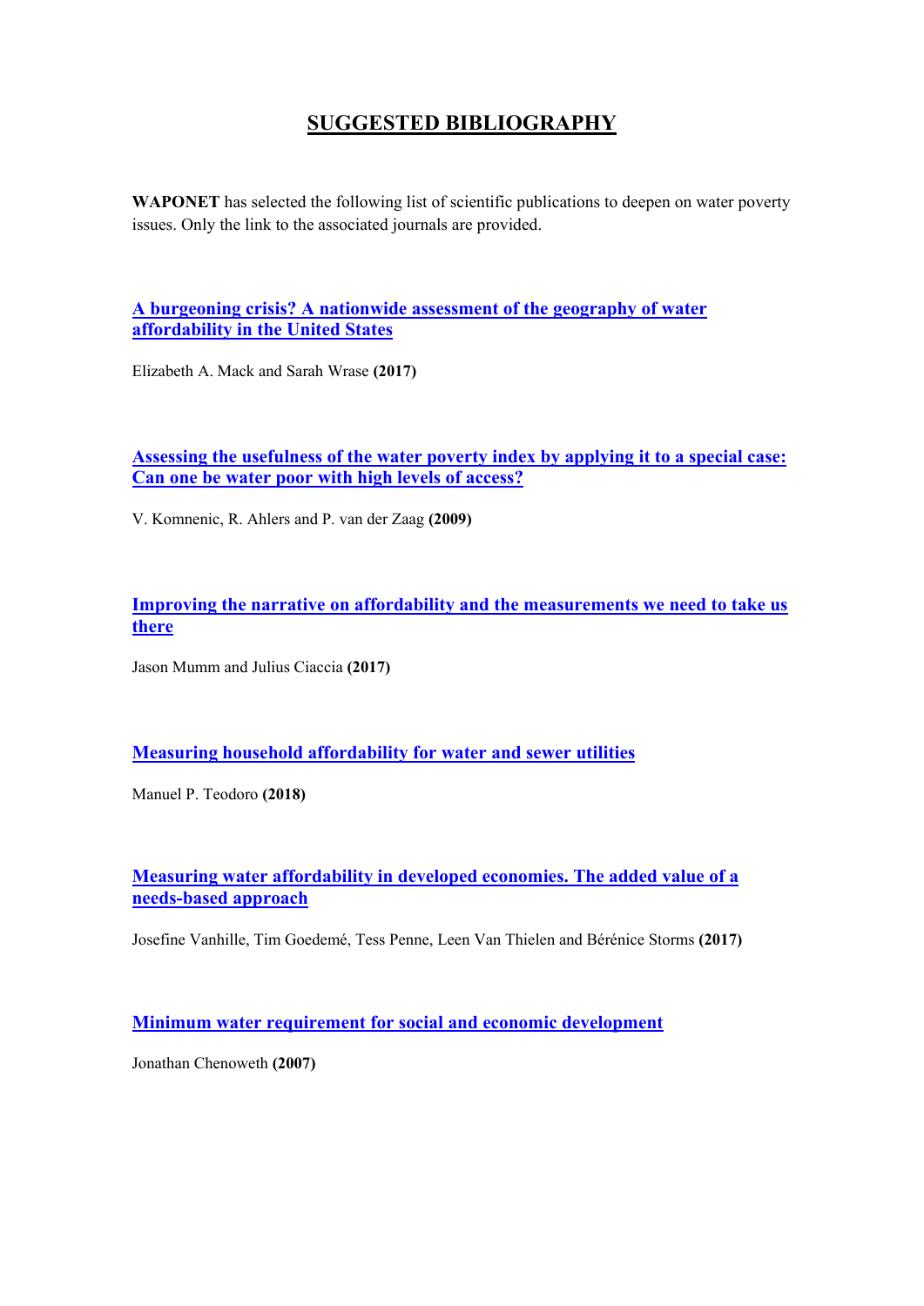# SUGGESTED BIBLIOGRAPHY

**WAPONET** has selected the following list of scientific publications to deepen on water poverty issues. Only the link to the associated journals are provided.

**A burgeoning crisis? A nationwide assessment of the geography of water affordability in the United States**

Elizabeth A. Mack and Sarah Wrase **(2017)**

**Assessing the usefulness of the water poverty index by applying it to a special case: Can one be water poor with high levels of access?**

V. Komnenic, R. Ahlers and P. van der Zaag **(2009)**

**Improving the narrative on affordability and the measurements we need to take us there**

Jason Mumm and Julius Ciaccia **(2017)**

**Measuring household affordability for water and sewer utilities**

Manuel P. Teodoro **(2018)**

**Measuring water affordability in developed economies. The added value of a needs-based approach**

Josefine Vanhille, Tim Goedemé, Tess Penne, Leen Van Thielen and Bérénice Storms **(2017)**

**Minimum water requirement for social and economic development**

Jonathan Chenoweth **(2007)**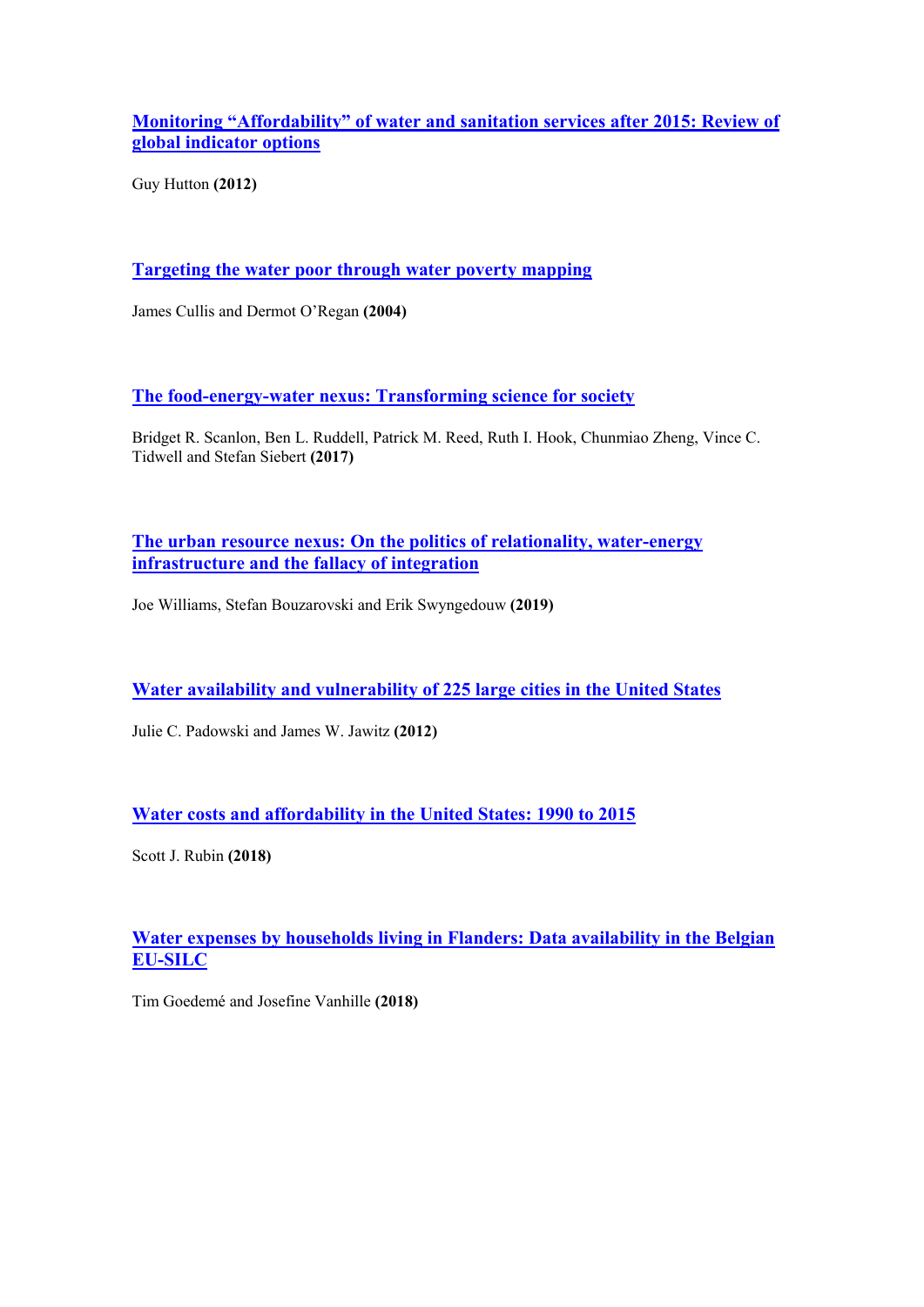**Monitoring “Affordability” of water and sanitation services after 2015: Review of global indicator options**

Guy Hutton **(2012)**

**Targeting the water poor through water poverty mapping**

James Cullis and Dermot O’Regan **(2004)**

**The food-energy-water nexus: Transforming science for society**

Bridget R. Scanlon, Ben L. Ruddell, Patrick M. Reed, Ruth I. Hook, Chunmiao Zheng, Vince C. Tidwell and Stefan Siebert **(2017)**

**The urban resource nexus: On the politics of relationality, water-energy infrastructure and the fallacy of integration**

Joe Williams, Stefan Bouzarovski and Erik Swyngedouw **(2019)**

**Water availability and vulnerability of 225 large cities in the United States**

Julie C. Padowski and James W. Jawitz **(2012)**

**Water costs and affordability in the United States: 1990 to 2015**

Scott J. Rubin **(2018)**

**Water expenses by households living in Flanders: Data availability in the Belgian EU-SILC**

Tim Goedemé and Josefine Vanhille **(2018)**